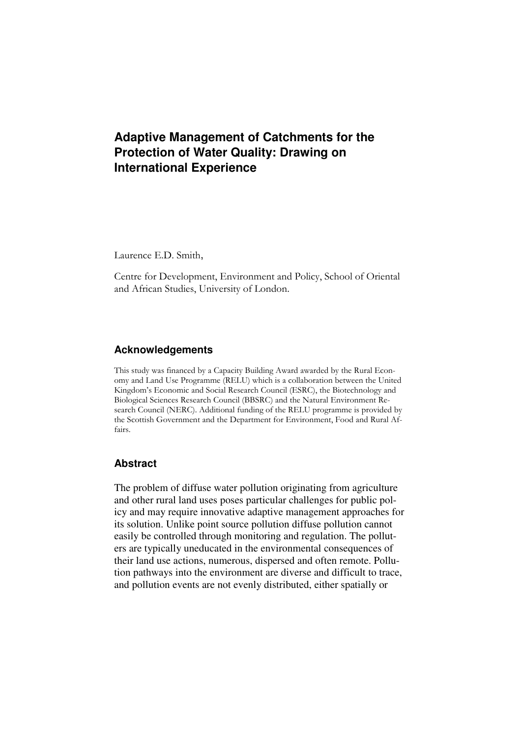# Adaptive Management of Catchments for the Protection of Water Quality: Drawing on International Experience

Laurence E.D. Smith,

Centre for Development, Environment and Policy, School of Oriental and African Studies, University of London.

## Acknowledgements

This study was financed by a Capacity Building Award awarded by the Rural Economy and Land Use Programme (RELU) which is a collaboration between the United Kingdom's Economic and Social Research Council (ESRC), the Biotechnology and Biological Sciences Research Council (BBSRC) and the Natural Environment Research Council (NERC). Additional funding of the RELU programme is provided by the Scottish Government and the Department for Environment, Food and Rural Affairs.

## Abstract

The problem of diffuse water pollution originating from agriculture and other rural land uses poses particular challenges for public policy and may require innovative adaptive management approaches for its solution. Unlike point source pollution diffuse pollution cannot easily be controlled through monitoring and regulation. The polluters are typically uneducated in the environmental consequences of their land use actions, numerous, dispersed and often remote. Pollution pathways into the environment are diverse and difficult to trace, and pollution events are not evenly distributed, either spatially or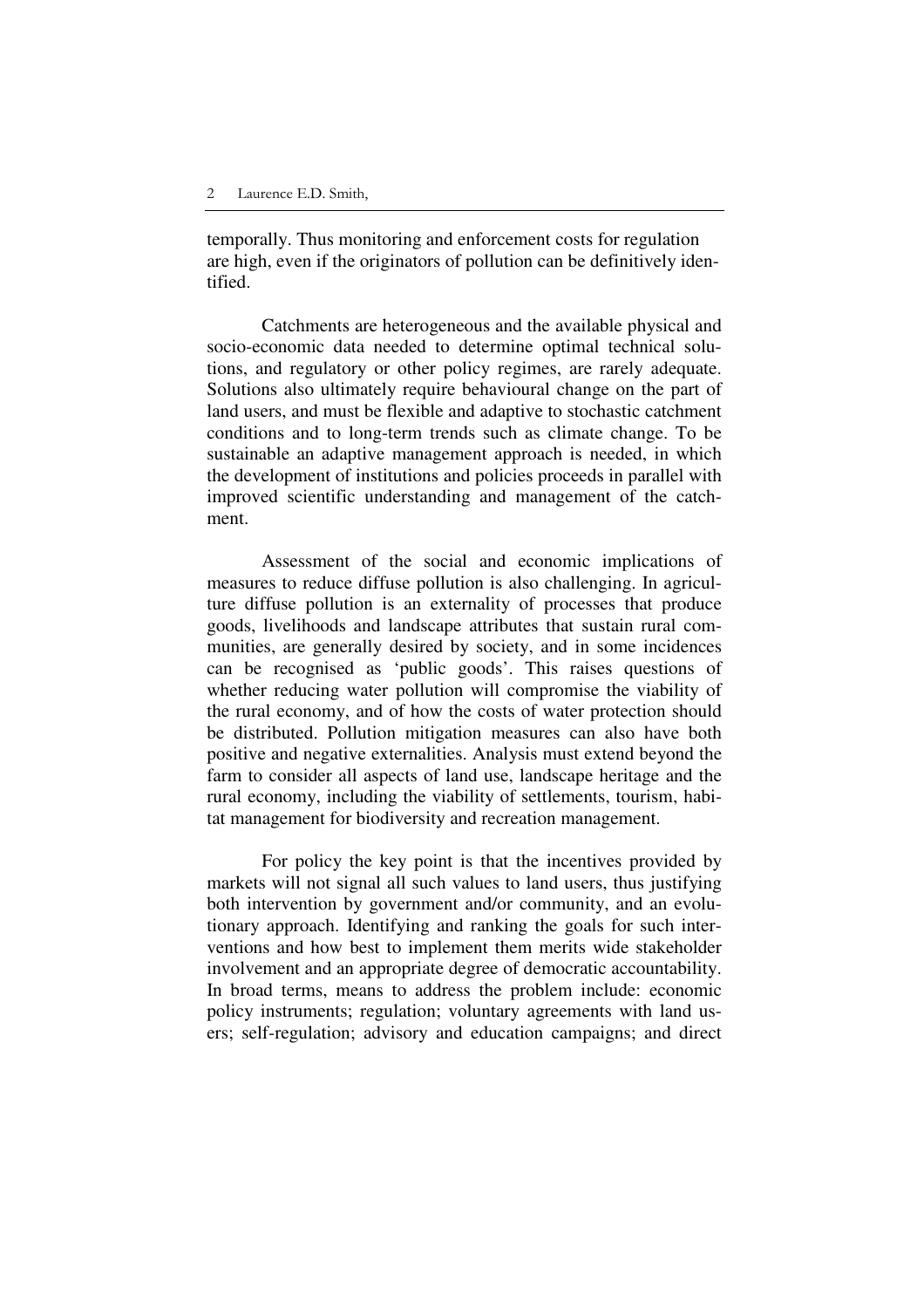temporally. Thus monitoring and enforcement costs for regulation are high, even if the originators of pollution can be definitively identified.

Catchments are heterogeneous and the available physical and socio-economic data needed to determine optimal technical solutions, and regulatory or other policy regimes, are rarely adequate. Solutions also ultimately require behavioural change on the part of land users, and must be flexible and adaptive to stochastic catchment conditions and to long-term trends such as climate change. To be sustainable an adaptive management approach is needed, in which the development of institutions and policies proceeds in parallel with improved scientific understanding and management of the catchment.

Assessment of the social and economic implications of measures to reduce diffuse pollution is also challenging. In agriculture diffuse pollution is an externality of processes that produce goods, livelihoods and landscape attributes that sustain rural communities, are generally desired by society, and in some incidences can be recognised as 'public goods'. This raises questions of whether reducing water pollution will compromise the viability of the rural economy, and of how the costs of water protection should be distributed. Pollution mitigation measures can also have both positive and negative externalities. Analysis must extend beyond the farm to consider all aspects of land use, landscape heritage and the rural economy, including the viability of settlements, tourism, habitat management for biodiversity and recreation management.

For policy the key point is that the incentives provided by markets will not signal all such values to land users, thus justifying both intervention by government and/or community, and an evolutionary approach. Identifying and ranking the goals for such interventions and how best to implement them merits wide stakeholder involvement and an appropriate degree of democratic accountability. In broad terms, means to address the problem include: economic policy instruments; regulation; voluntary agreements with land users; self-regulation; advisory and education campaigns; and direct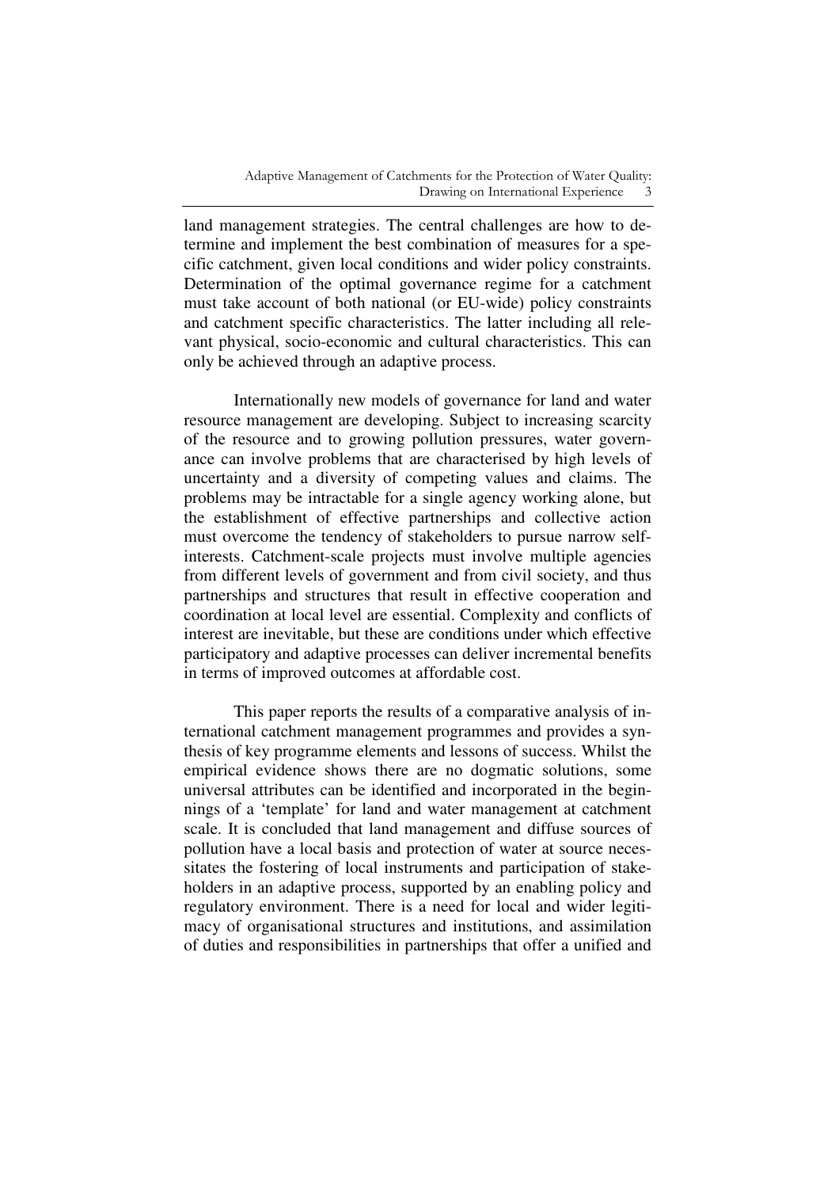land management strategies. The central challenges are how to determine and implement the best combination of measures for a specific catchment, given local conditions and wider policy constraints. Determination of the optimal governance regime for a catchment must take account of both national (or EU-wide) policy constraints and catchment specific characteristics. The latter including all relevant physical, socio-economic and cultural characteristics. This can only be achieved through an adaptive process.

Internationally new models of governance for land and water resource management are developing. Subject to increasing scarcity of the resource and to growing pollution pressures, water governance can involve problems that are characterised by high levels of uncertainty and a diversity of competing values and claims. The problems may be intractable for a single agency working alone, but the establishment of effective partnerships and collective action must overcome the tendency of stakeholders to pursue narrow self-interests. Catchment-scale projects must involve multiple agencies from different levels of government and from civil society, and thus partnerships and structures that result in effective cooperation and coordination at local level are essential. Complexity and conflicts of interest are inevitable, but these are conditions under which effective participatory and adaptive processes can deliver incremental benefits in terms of improved outcomes at affordable cost.

This paper reports the results of a comparative analysis of international catchment management programmes and provides a synthesis of key programme elements and lessons of success. Whilst the empirical evidence shows there are no dogmatic solutions, some universal attributes can be identified and incorporated in the beginnings of a 'template' for land and water management at catchment scale. It is concluded that land management and diffuse sources of pollution have a local basis and protection of water at source necessitates the fostering of local instruments and participation of stakeholders in an adaptive process, supported by an enabling policy and regulatory environment. There is a need for local and wider legitimacy of organisational structures and institutions, and assimilation of duties and responsibilities in partnerships that offer a unified and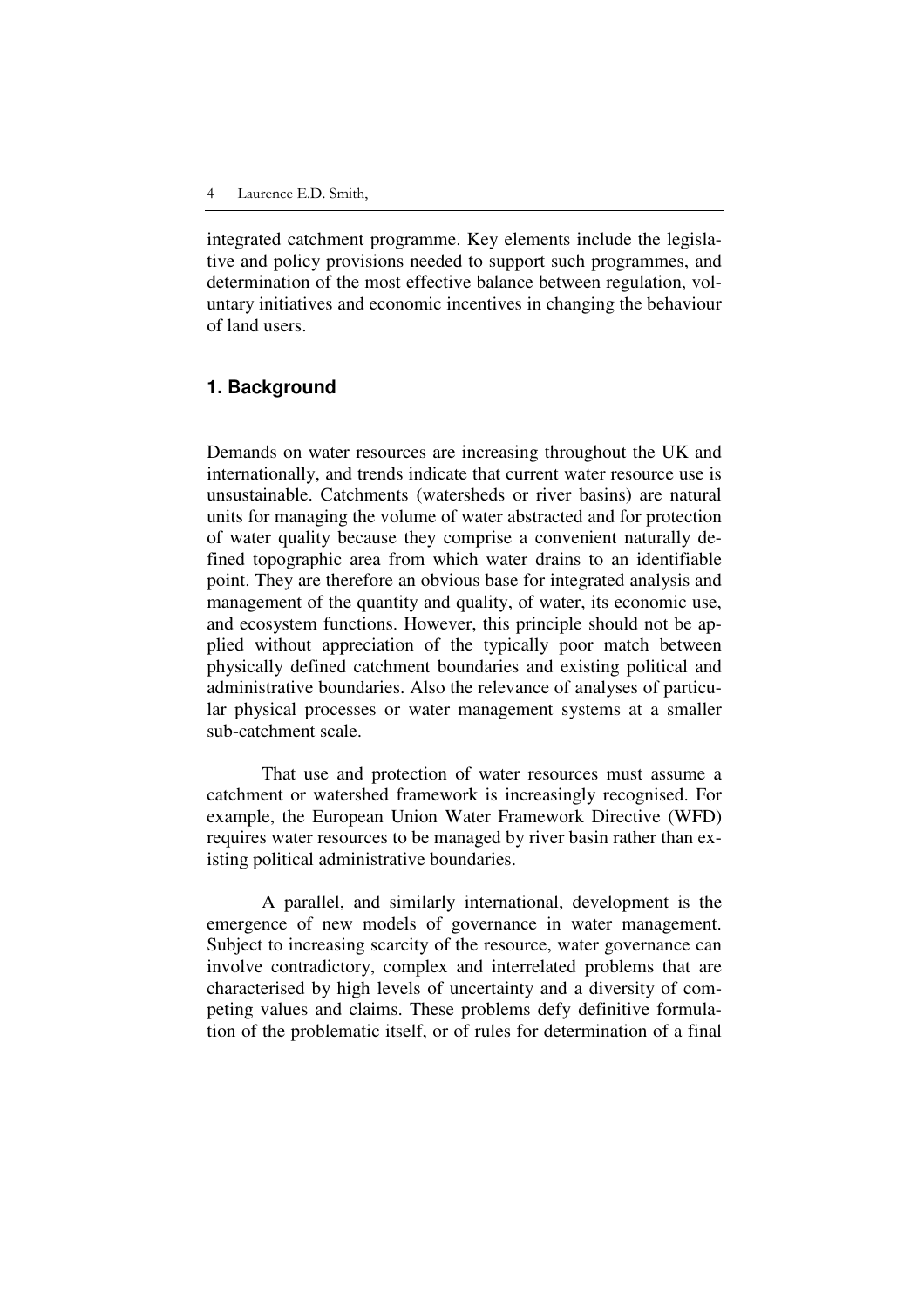integrated catchment programme. Key elements include the legislative and policy provisions needed to support such programmes, and determination of the most effective balance between regulation, voluntary initiatives and economic incentives in changing the behaviour of land users.

## 1. Background

Demands on water resources are increasing throughout the UK and internationally, and trends indicate that current water resource use is unsustainable. Catchments (watersheds or river basins) are natural units for managing the volume of water abstracted and for protection of water quality because they comprise a convenient naturally defined topographic area from which water drains to an identifiable point. They are therefore an obvious base for integrated analysis and management of the quantity and quality, of water, its economic use, and ecosystem functions. However, this principle should not be applied without appreciation of the typically poor match between physically defined catchment boundaries and existing political and administrative boundaries. Also the relevance of analyses of particular physical processes or water management systems at a smaller sub-catchment scale.

That use and protection of water resources must assume a catchment or watershed framework is increasingly recognised. For example, the European Union Water Framework Directive (WFD) requires water resources to be managed by river basin rather than existing political administrative boundaries.

A parallel, and similarly international, development is the emergence of new models of governance in water management. Subject to increasing scarcity of the resource, water governance can involve contradictory, complex and interrelated problems that are characterised by high levels of uncertainty and a diversity of competing values and claims. These problems defy definitive formulation of the problematic itself, or of rules for determination of a final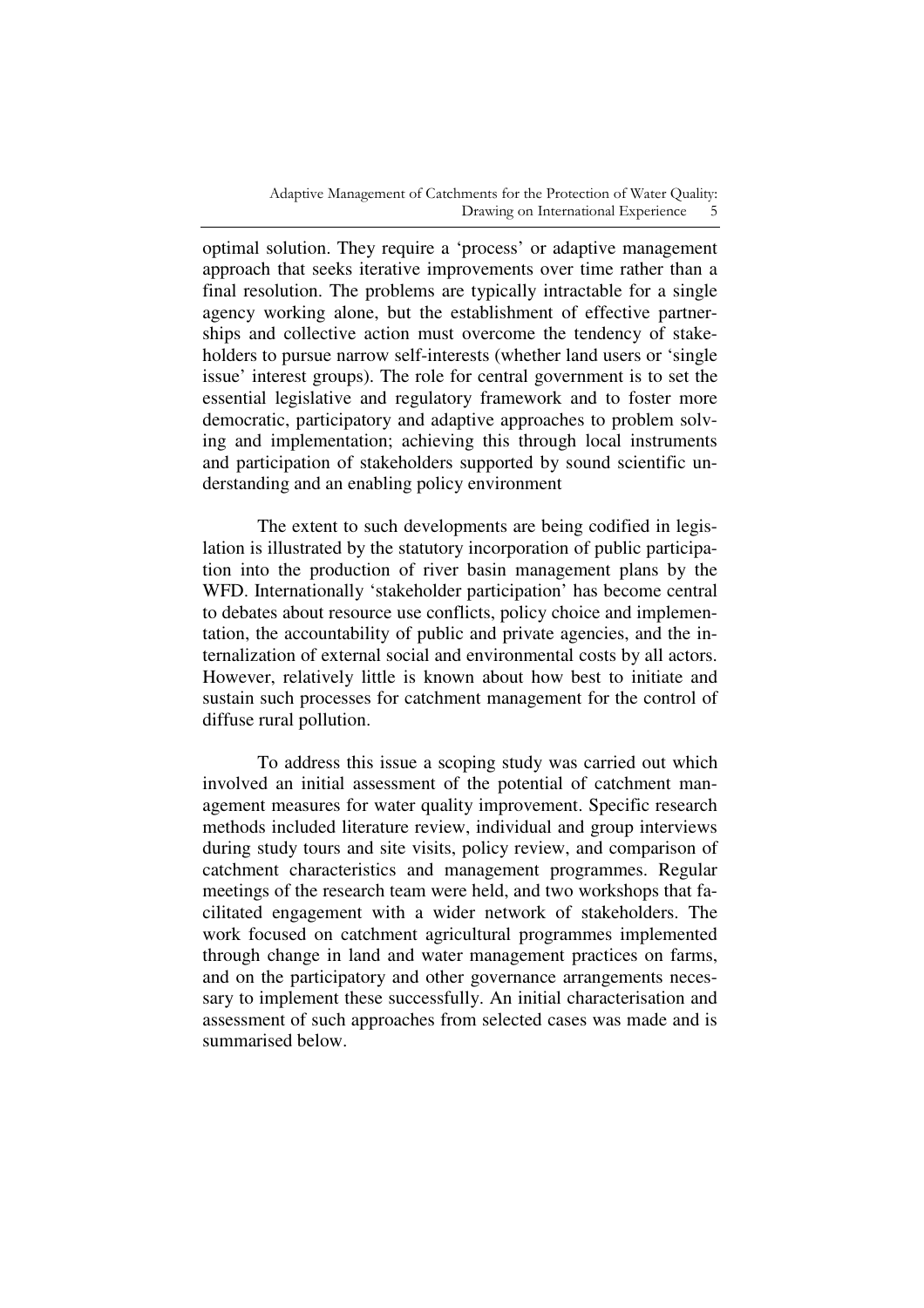optimal solution. They require a 'process' or adaptive management approach that seeks iterative improvements over time rather than a final resolution. The problems are typically intractable for a single agency working alone, but the establishment of effective partnerships and collective action must overcome the tendency of stakeholders to pursue narrow self-interests (whether land users or 'single issue' interest groups). The role for central government is to set the essential legislative and regulatory framework and to foster more democratic, participatory and adaptive approaches to problem solving and implementation; achieving this through local instruments and participation of stakeholders supported by sound scientific understanding and an enabling policy environment

The extent to such developments are being codified in legislation is illustrated by the statutory incorporation of public participation into the production of river basin management plans by the WFD. Internationally 'stakeholder participation' has become central to debates about resource use conflicts, policy choice and implementation, the accountability of public and private agencies, and the internalization of external social and environmental costs by all actors. However, relatively little is known about how best to initiate and sustain such processes for catchment management for the control of diffuse rural pollution.

To address this issue a scoping study was carried out which involved an initial assessment of the potential of catchment management measures for water quality improvement. Specific research methods included literature review, individual and group interviews during study tours and site visits, policy review, and comparison of catchment characteristics and management programmes. Regular meetings of the research team were held, and two workshops that facilitated engagement with a wider network of stakeholders. The work focused on catchment agricultural programmes implemented through change in land and water management practices on farms, and on the participatory and other governance arrangements necessary to implement these successfully. An initial characterisation and assessment of such approaches from selected cases was made and is summarised below.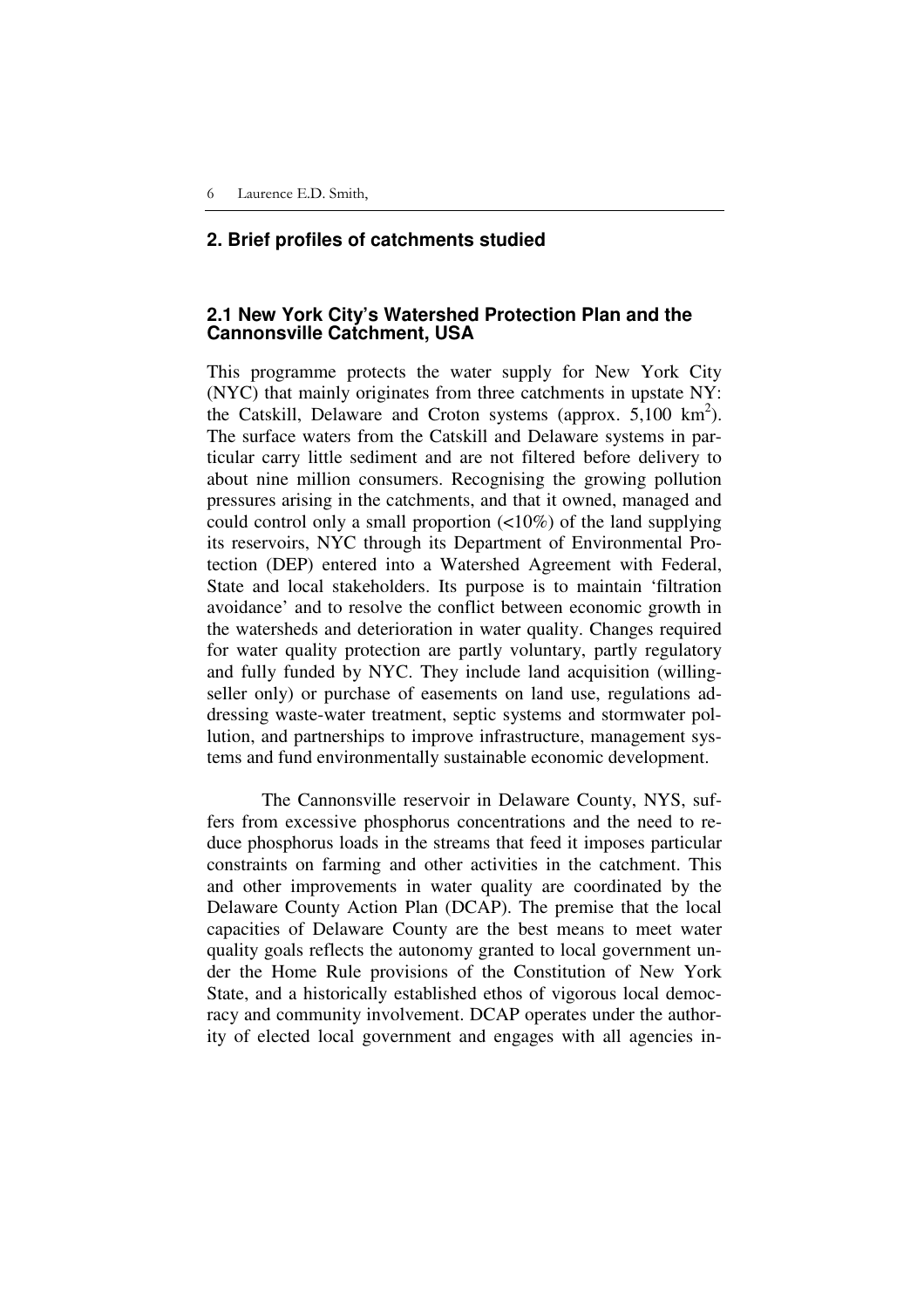## 2. Brief profiles of catchments studied

### 2.1 New York City's Watershed Protection Plan and the Cannonsville Catchment, USA

This programme protects the water supply for New York City (NYC) that mainly originates from three catchments in upstate NY: the Catskill, Delaware and Croton systems (approx. 5,100 $km^2$). The surface waters from the Catskill and Delaware systems in particular carry little sediment and are not filtered before delivery to about nine million consumers. Recognising the growing pollution pressures arising in the catchments, and that it owned, managed and could control only a small proportion (<10%) of the land supplying its reservoirs, NYC through its Department of Environmental Protection (DEP) entered into a Watershed Agreement with Federal, State and local stakeholders. Its purpose is to maintain 'filtration avoidance' and to resolve the conflict between economic growth in the watersheds and deterioration in water quality. Changes required for water quality protection are partly voluntary, partly regulatory and fully funded by NYC. They include land acquisition (willing-seller only) or purchase of easements on land use, regulations addressing waste-water treatment, septic systems and stormwater pollution, and partnerships to improve infrastructure, management systems and fund environmentally sustainable economic development.

The Cannonsville reservoir in Delaware County, NYS, suffers from excessive phosphorus concentrations and the need to reduce phosphorus loads in the streams that feed it imposes particular constraints on farming and other activities in the catchment. This and other improvements in water quality are coordinated by the Delaware County Action Plan (DCAP). The premise that the local capacities of Delaware County are the best means to meet water quality goals reflects the autonomy granted to local government under the Home Rule provisions of the Constitution of New York State, and a historically established ethos of vigorous local democracy and community involvement. DCAP operates under the authority of elected local government and engages with all agencies in-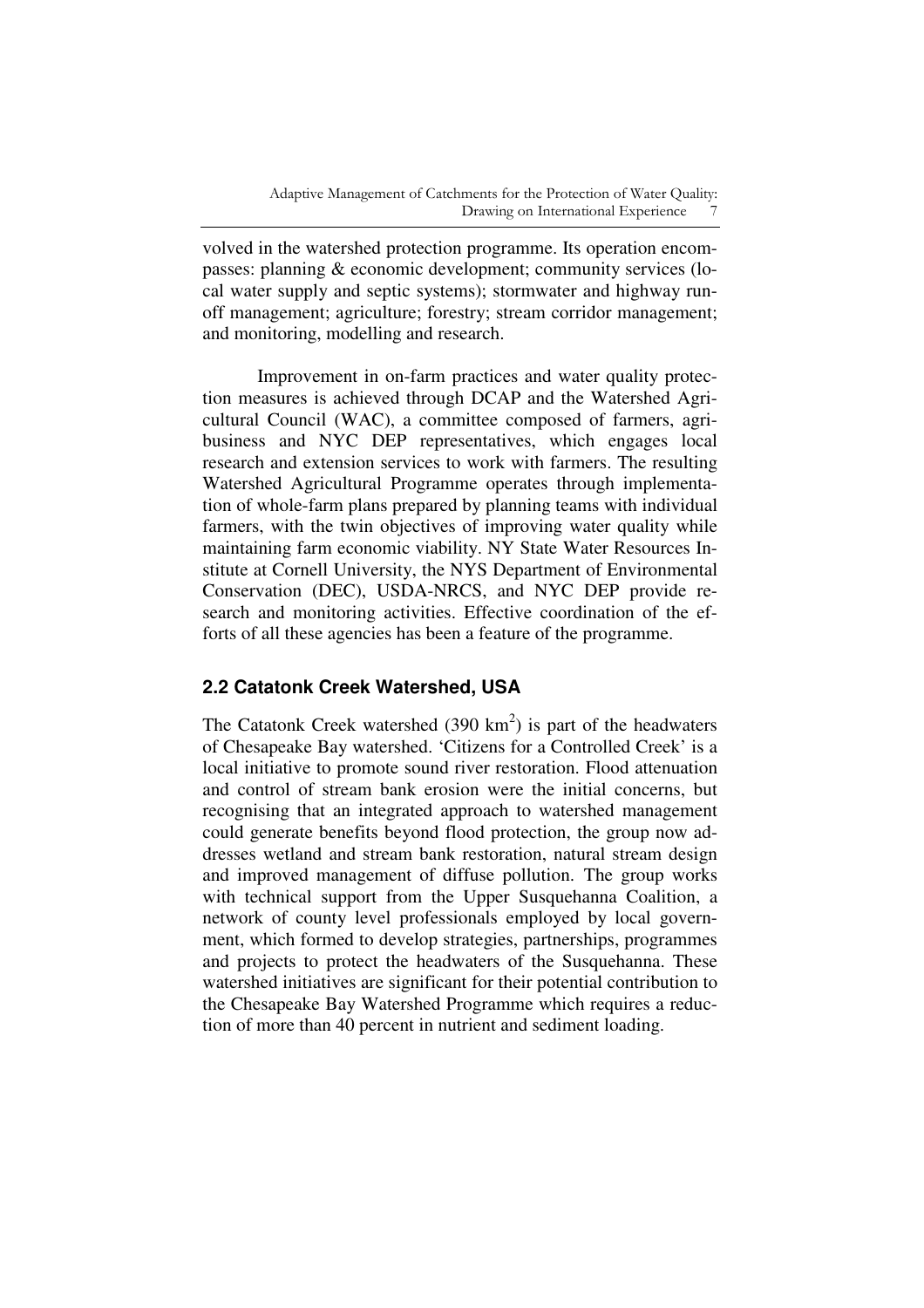volved in the watershed protection programme. Its operation encompasses: planning & economic development; community services (local water supply and septic systems); stormwater and highway runoff management; agriculture; forestry; stream corridor management; and monitoring, modelling and research.

Improvement in on-farm practices and water quality protection measures is achieved through DCAP and the Watershed Agricultural Council (WAC), a committee composed of farmers, agribusiness and NYC DEP representatives, which engages local research and extension services to work with farmers. The resulting Watershed Agricultural Programme operates through implementation of whole-farm plans prepared by planning teams with individual farmers, with the twin objectives of improving water quality while maintaining farm economic viability. NY State Water Resources Institute at Cornell University, the NYS Department of Environmental Conservation (DEC), USDA-NRCS, and NYC DEP provide research and monitoring activities. Effective coordination of the efforts of all these agencies has been a feature of the programme.

## 2.2 Catatonk Creek Watershed, USA

The Catatonk Creek watershed (390 $km^2$) is part of the headwaters of Chesapeake Bay watershed. 'Citizens for a Controlled Creek' is a local initiative to promote sound river restoration. Flood attenuation and control of stream bank erosion were the initial concerns, but recognising that an integrated approach to watershed management could generate benefits beyond flood protection, the group now addresses wetland and stream bank restoration, natural stream design and improved management of diffuse pollution. The group works with technical support from the Upper Susquehanna Coalition, a network of county level professionals employed by local government, which formed to develop strategies, partnerships, programmes and projects to protect the headwaters of the Susquehanna. These watershed initiatives are significant for their potential contribution to the Chesapeake Bay Watershed Programme which requires a reduction of more than 40 percent in nutrient and sediment loading.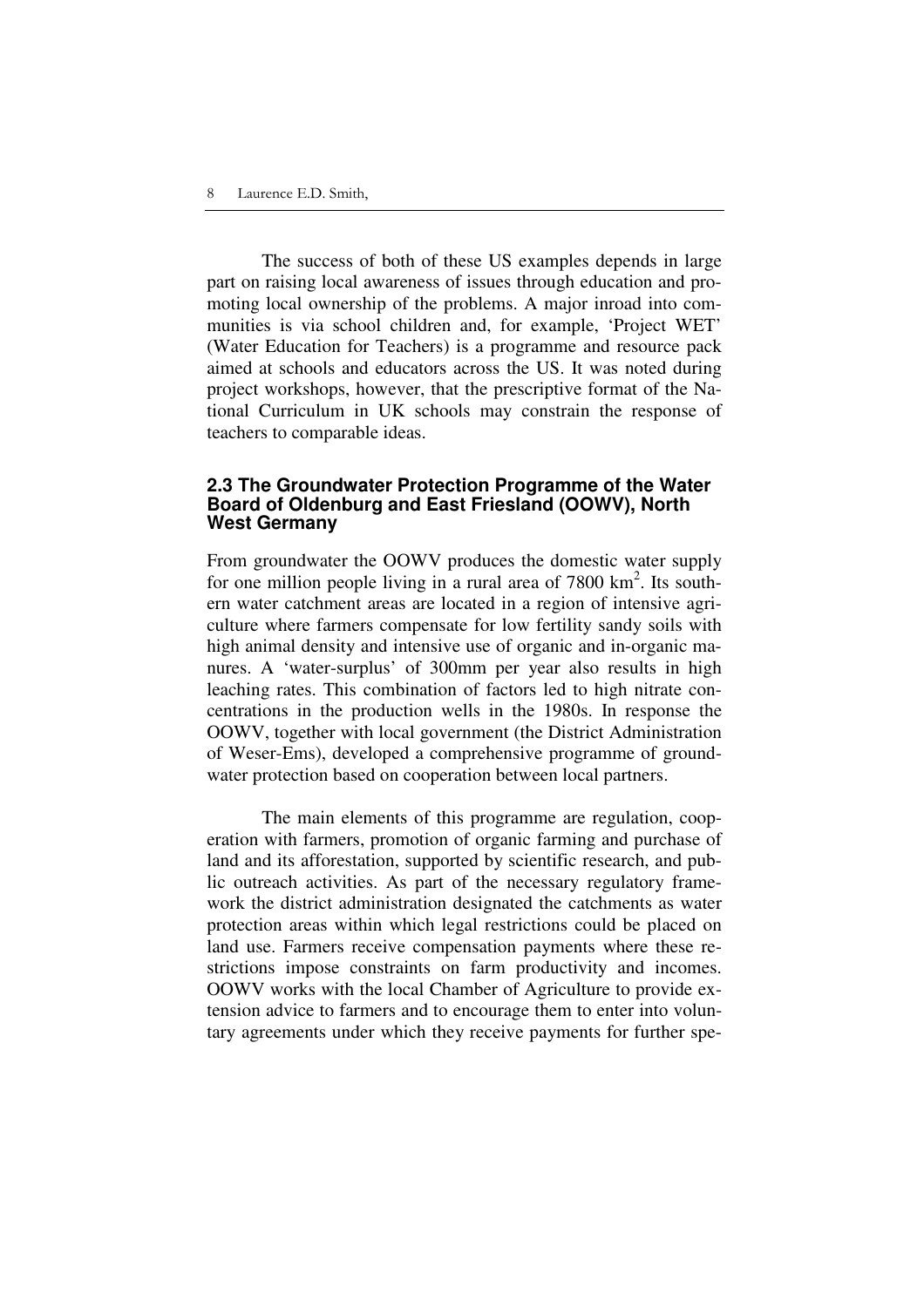The success of both of these US examples depends in large part on raising local awareness of issues through education and promoting local ownership of the problems. A major inroad into communities is via school children and, for example, 'Project WET' (Water Education for Teachers) is a programme and resource pack aimed at schools and educators across the US. It was noted during project workshops, however, that the prescriptive format of the National Curriculum in UK schools may constrain the response of teachers to comparable ideas.

### 2.3 The Groundwater Protection Programme of the Water Board of Oldenburg and East Friesland (OOWV), North West Germany

From groundwater the OOWV produces the domestic water supply for one million people living in a rural area of 7800 km$^2$. Its southern water catchment areas are located in a region of intensive agriculture where farmers compensate for low fertility sandy soils with high animal density and intensive use of organic and in-organic manures. A 'water-surplus' of 300mm per year also results in high leaching rates. This combination of factors led to high nitrate concentrations in the production wells in the 1980s. In response the OOWV, together with local government (the District Administration of Weser-Ems), developed a comprehensive programme of groundwater protection based on cooperation between local partners.

The main elements of this programme are regulation, cooperation with farmers, promotion of organic farming and purchase of land and its afforestation, supported by scientific research, and public outreach activities. As part of the necessary regulatory framework the district administration designated the catchments as water protection areas within which legal restrictions could be placed on land use. Farmers receive compensation payments where these restrictions impose constraints on farm productivity and incomes. OOWV works with the local Chamber of Agriculture to provide extension advice to farmers and to encourage them to enter into voluntary agreements under which they receive payments for further spe-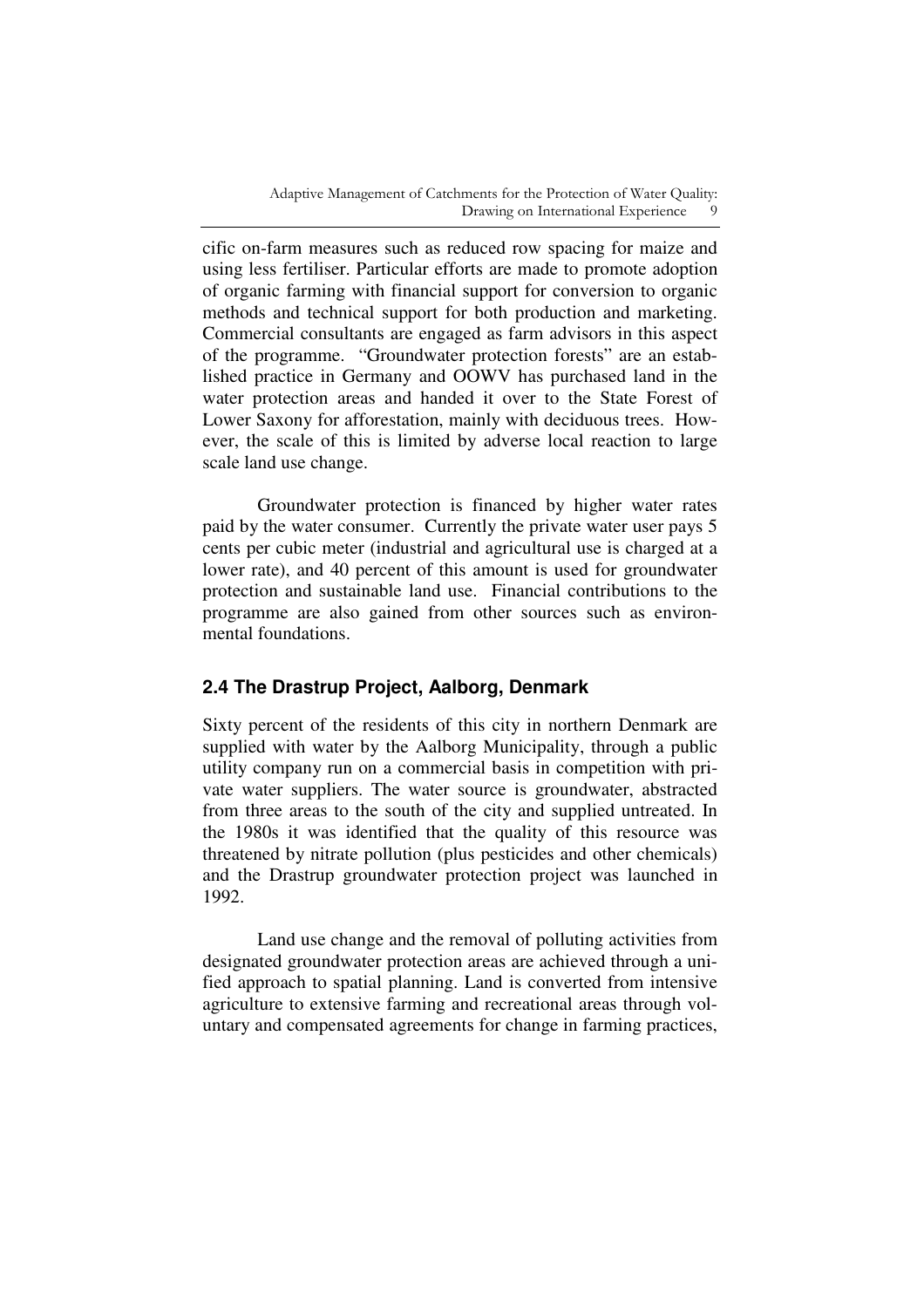cific on-farm measures such as reduced row spacing for maize and using less fertiliser. Particular efforts are made to promote adoption of organic farming with financial support for conversion to organic methods and technical support for both production and marketing. Commercial consultants are engaged as farm advisors in this aspect of the programme. "Groundwater protection forests" are an established practice in Germany and OOWV has purchased land in the water protection areas and handed it over to the State Forest of Lower Saxony for afforestation, mainly with deciduous trees. However, the scale of this is limited by adverse local reaction to large scale land use change.

Groundwater protection is financed by higher water rates paid by the water consumer. Currently the private water user pays 5 cents per cubic meter (industrial and agricultural use is charged at a lower rate), and 40 percent of this amount is used for groundwater protection and sustainable land use. Financial contributions to the programme are also gained from other sources such as environmental foundations.

## 2.4 The Drastrup Project, Aalborg, Denmark

Sixty percent of the residents of this city in northern Denmark are supplied with water by the Aalborg Municipality, through a public utility company run on a commercial basis in competition with private water suppliers. The water source is groundwater, abstracted from three areas to the south of the city and supplied untreated. In the 1980s it was identified that the quality of this resource was threatened by nitrate pollution (plus pesticides and other chemicals) and the Drastrup groundwater protection project was launched in 1992.

Land use change and the removal of polluting activities from designated groundwater protection areas are achieved through a unified approach to spatial planning. Land is converted from intensive agriculture to extensive farming and recreational areas through voluntary and compensated agreements for change in farming practices,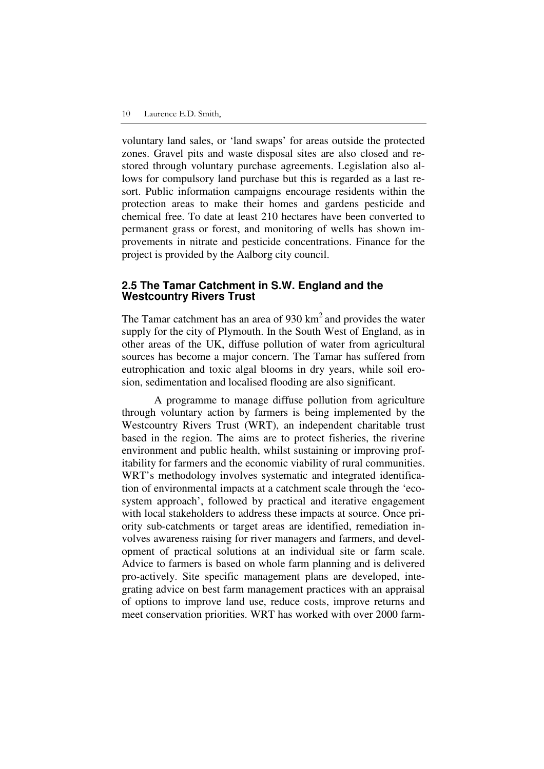voluntary land sales, or 'land swaps' for areas outside the protected zones. Gravel pits and waste disposal sites are also closed and restored through voluntary purchase agreements. Legislation also allows for compulsory land purchase but this is regarded as a last resort. Public information campaigns encourage residents within the protection areas to make their homes and gardens pesticide and chemical free. To date at least 210 hectares have been converted to permanent grass or forest, and monitoring of wells has shown improvements in nitrate and pesticide concentrations. Finance for the project is provided by the Aalborg city council.

## 2.5 The Tamar Catchment in S.W. England and the Westcountry Rivers Trust

The Tamar catchment has an area of 930 $km^2$ and provides the water supply for the city of Plymouth. In the South West of England, as in other areas of the UK, diffuse pollution of water from agricultural sources has become a major concern. The Tamar has suffered from eutrophication and toxic algal blooms in dry years, while soil erosion, sedimentation and localised flooding are also significant.

A programme to manage diffuse pollution from agriculture through voluntary action by farmers is being implemented by the Westcountry Rivers Trust (WRT), an independent charitable trust based in the region. The aims are to protect fisheries, the riverine environment and public health, whilst sustaining or improving profitability for farmers and the economic viability of rural communities. WRT's methodology involves systematic and integrated identification of environmental impacts at a catchment scale through the 'ecosystem approach', followed by practical and iterative engagement with local stakeholders to address these impacts at source. Once priority sub-catchments or target areas are identified, remediation involves awareness raising for river managers and farmers, and development of practical solutions at an individual site or farm scale. Advice to farmers is based on whole farm planning and is delivered pro-actively. Site specific management plans are developed, integrating advice on best farm management practices with an appraisal of options to improve land use, reduce costs, improve returns and meet conservation priorities. WRT has worked with over 2000 farm-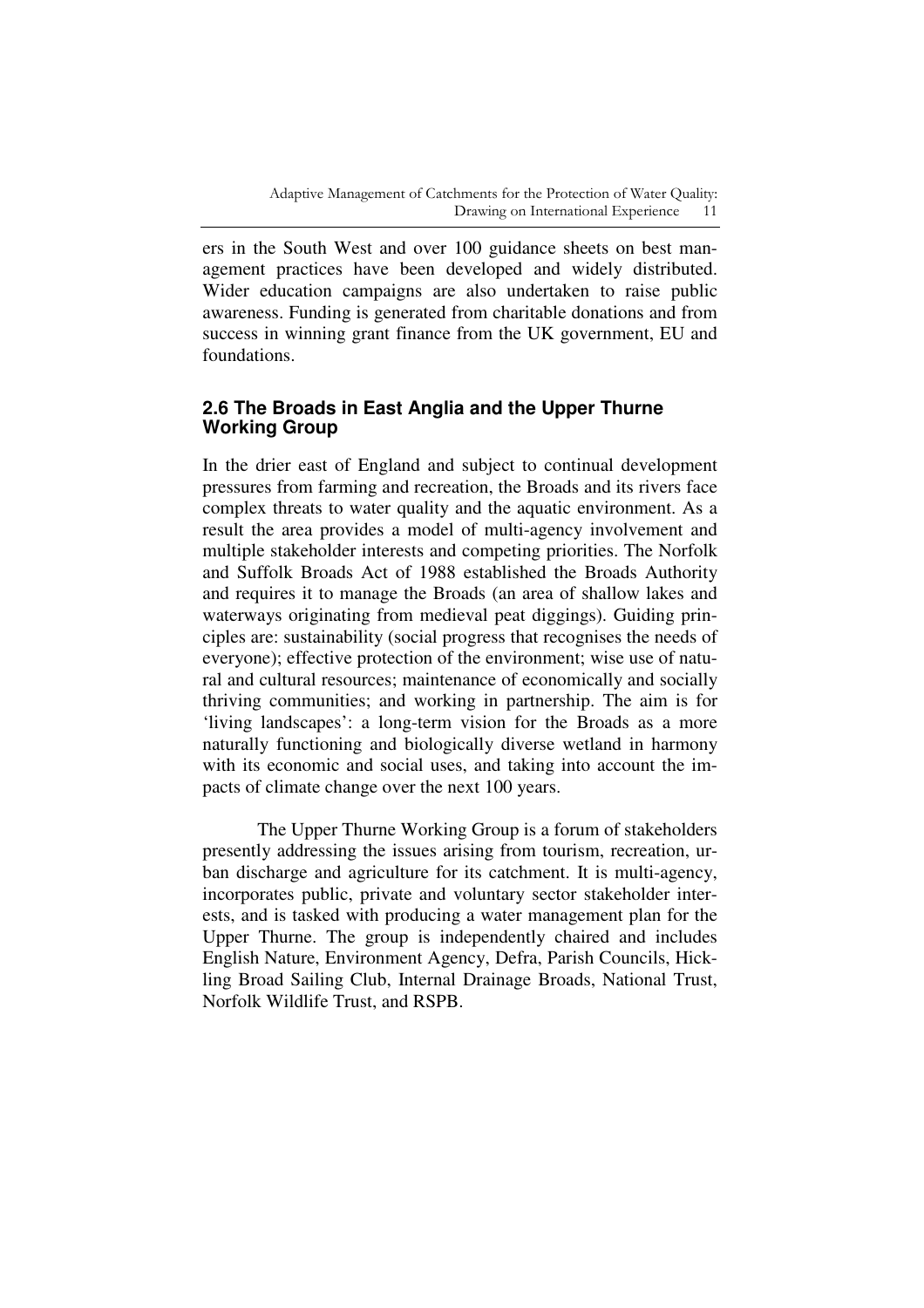ers in the South West and over 100 guidance sheets on best management practices have been developed and widely distributed. Wider education campaigns are also undertaken to raise public awareness. Funding is generated from charitable donations and from success in winning grant finance from the UK government, EU and foundations.

## 2.6 The Broads in East Anglia and the Upper Thurne Working Group

In the drier east of England and subject to continual development pressures from farming and recreation, the Broads and its rivers face complex threats to water quality and the aquatic environment. As a result the area provides a model of multi-agency involvement and multiple stakeholder interests and competing priorities. The Norfolk and Suffolk Broads Act of 1988 established the Broads Authority and requires it to manage the Broads (an area of shallow lakes and waterways originating from medieval peat diggings). Guiding principles are: sustainability (social progress that recognises the needs of everyone); effective protection of the environment; wise use of natural and cultural resources; maintenance of economically and socially thriving communities; and working in partnership. The aim is for 'living landscapes': a long-term vision for the Broads as a more naturally functioning and biologically diverse wetland in harmony with its economic and social uses, and taking into account the impacts of climate change over the next 100 years.

The Upper Thurne Working Group is a forum of stakeholders presently addressing the issues arising from tourism, recreation, urban discharge and agriculture for its catchment. It is multi-agency, incorporates public, private and voluntary sector stakeholder interests, and is tasked with producing a water management plan for the Upper Thurne. The group is independently chaired and includes English Nature, Environment Agency, Defra, Parish Councils, Hickling Broad Sailing Club, Internal Drainage Broads, National Trust, Norfolk Wildlife Trust, and RSPB.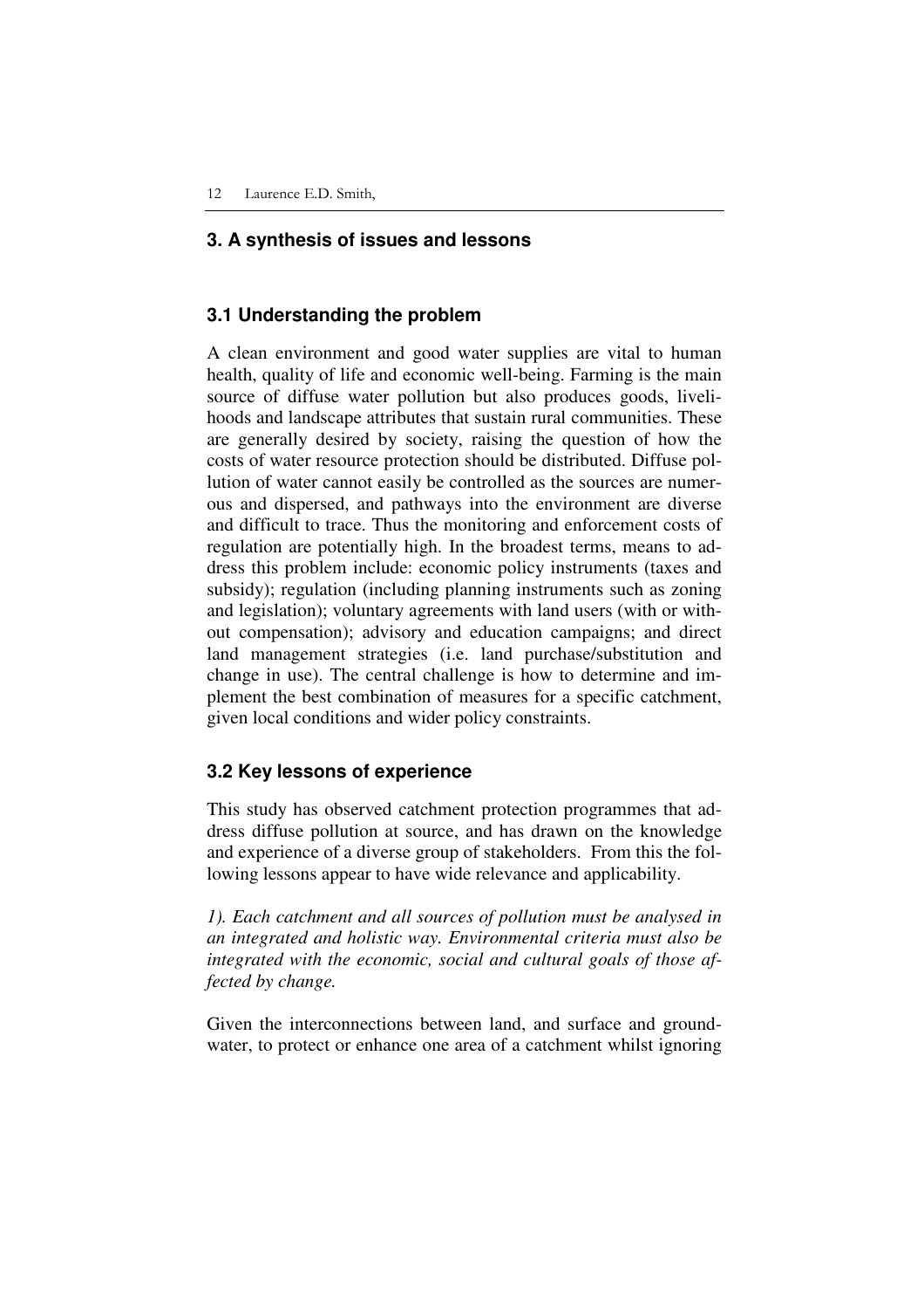## 3. A synthesis of issues and lessons

### 3.1 Understanding the problem

A clean environment and good water supplies are vital to human health, quality of life and economic well-being. Farming is the main source of diffuse water pollution but also produces goods, livelihoods and landscape attributes that sustain rural communities. These are generally desired by society, raising the question of how the costs of water resource protection should be distributed. Diffuse pollution of water cannot easily be controlled as the sources are numerous and dispersed, and pathways into the environment are diverse and difficult to trace. Thus the monitoring and enforcement costs of regulation are potentially high. In the broadest terms, means to address this problem include: economic policy instruments (taxes and subsidy); regulation (including planning instruments such as zoning and legislation); voluntary agreements with land users (with or without compensation); advisory and education campaigns; and direct land management strategies (i.e. land purchase/substitution and change in use). The central challenge is how to determine and implement the best combination of measures for a specific catchment, given local conditions and wider policy constraints.

### 3.2 Key lessons of experience

This study has observed catchment protection programmes that address diffuse pollution at source, and has drawn on the knowledge and experience of a diverse group of stakeholders. From this the following lessons appear to have wide relevance and applicability.

*1). Each catchment and all sources of pollution must be analysed in an integrated and holistic way. Environmental criteria must also be integrated with the economic, social and cultural goals of those affected by change.*

Given the interconnections between land, and surface and groundwater, to protect or enhance one area of a catchment whilst ignoring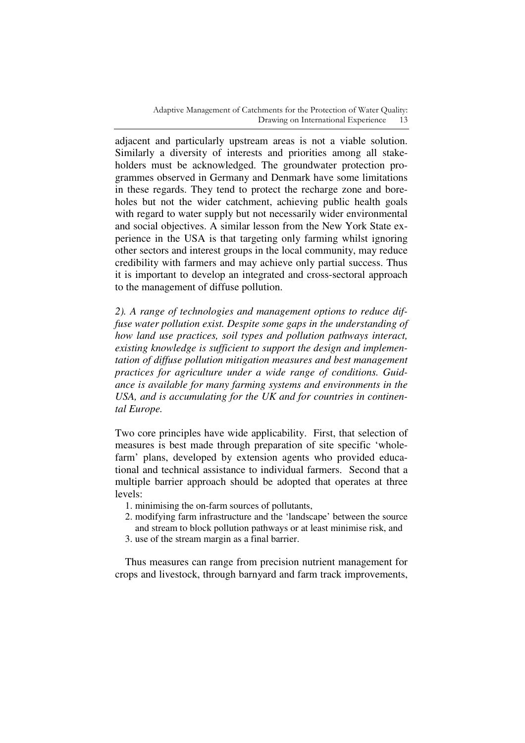adjacent and particularly upstream areas is not a viable solution. Similarly a diversity of interests and priorities among all stakeholders must be acknowledged. The groundwater protection programmes observed in Germany and Denmark have some limitations in these regards. They tend to protect the recharge zone and boreholes but not the wider catchment, achieving public health goals with regard to water supply but not necessarily wider environmental and social objectives. A similar lesson from the New York State experience in the USA is that targeting only farming whilst ignoring other sectors and interest groups in the local community, may reduce credibility with farmers and may achieve only partial success. Thus it is important to develop an integrated and cross-sectoral approach to the management of diffuse pollution.

*2). A range of technologies and management options to reduce diffuse water pollution exist. Despite some gaps in the understanding of how land use practices, soil types and pollution pathways interact, existing knowledge is sufficient to support the design and implementation of diffuse pollution mitigation measures and best management practices for agriculture under a wide range of conditions. Guidance is available for many farming systems and environments in the USA, and is accumulating for the UK and for countries in continental Europe.*

Two core principles have wide applicability. First, that selection of measures is best made through preparation of site specific 'whole-farm' plans, developed by extension agents who provided educational and technical assistance to individual farmers. Second that a multiple barrier approach should be adopted that operates at three levels:

1. minimising the on-farm sources of pollutants,
2. modifying farm infrastructure and the 'landscape' between the source and stream to block pollution pathways or at least minimise risk, and
3. use of the stream margin as a final barrier.

Thus measures can range from precision nutrient management for crops and livestock, through barnyard and farm track improvements,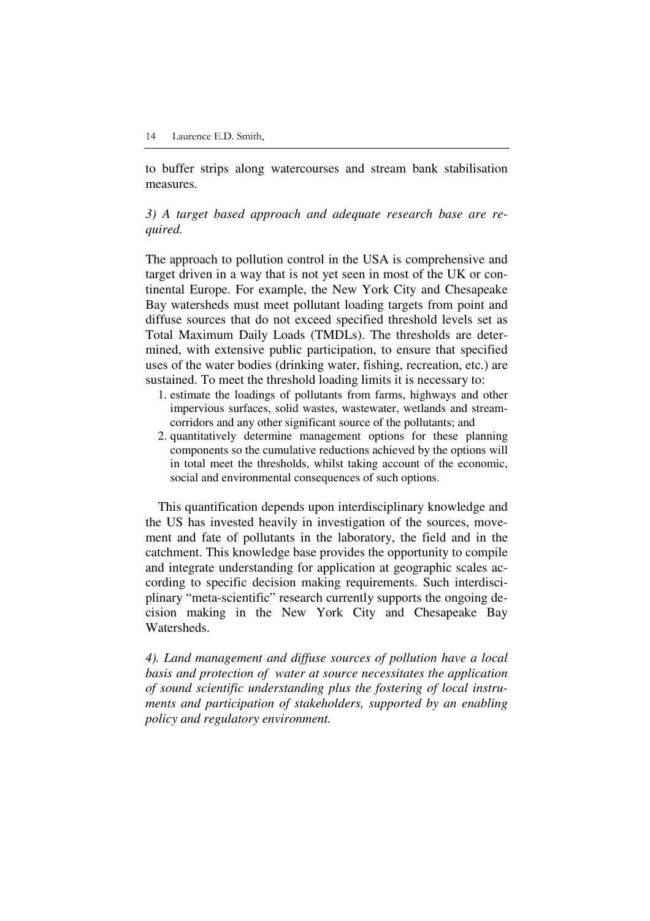to buffer strips along watercourses and stream bank stabilisation measures.

*3) A target based approach and adequate research base are required.*

The approach to pollution control in the USA is comprehensive and target driven in a way that is not yet seen in most of the UK or continental Europe. For example, the New York City and Chesapeake Bay watersheds must meet pollutant loading targets from point and diffuse sources that do not exceed specified threshold levels set as Total Maximum Daily Loads (TMDLs). The thresholds are determined, with extensive public participation, to ensure that specified uses of the water bodies (drinking water, fishing, recreation, etc.) are sustained. To meet the threshold loading limits it is necessary to:

1. estimate the loadings of pollutants from farms, highways and other impervious surfaces, solid wastes, wastewater, wetlands and stream-corridors and any other significant source of the pollutants; and
2. quantitatively determine management options for these planning components so the cumulative reductions achieved by the options will in total meet the thresholds, whilst taking account of the economic, social and environmental consequences of such options.

This quantification depends upon interdisciplinary knowledge and the US has invested heavily in investigation of the sources, movement and fate of pollutants in the laboratory, the field and in the catchment. This knowledge base provides the opportunity to compile and integrate understanding for application at geographic scales according to specific decision making requirements. Such interdisciplinary "meta-scientific" research currently supports the ongoing decision making in the New York City and Chesapeake Bay Watersheds.

*4). Land management and diffuse sources of pollution have a local basis and protection of water at source necessitates the application of sound scientific understanding plus the fostering of local instruments and participation of stakeholders, supported by an enabling policy and regulatory environment.*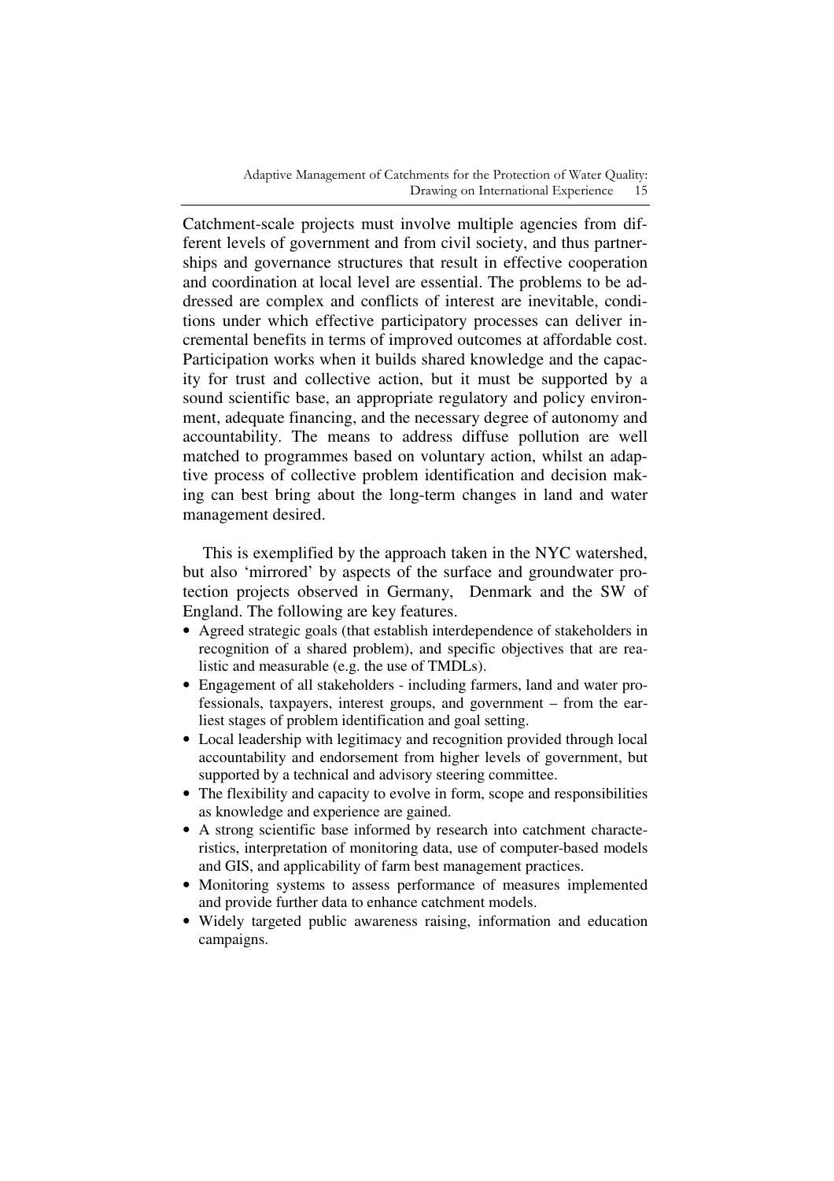Catchment-scale projects must involve multiple agencies from different levels of government and from civil society, and thus partnerships and governance structures that result in effective cooperation and coordination at local level are essential. The problems to be addressed are complex and conflicts of interest are inevitable, conditions under which effective participatory processes can deliver incremental benefits in terms of improved outcomes at affordable cost. Participation works when it builds shared knowledge and the capacity for trust and collective action, but it must be supported by a sound scientific base, an appropriate regulatory and policy environment, adequate financing, and the necessary degree of autonomy and accountability. The means to address diffuse pollution are well matched to programmes based on voluntary action, whilst an adaptive process of collective problem identification and decision making can best bring about the long-term changes in land and water management desired.

This is exemplified by the approach taken in the NYC watershed, but also 'mirrored' by aspects of the surface and groundwater protection projects observed in Germany, Denmark and the SW of England. The following are key features.

- Agreed strategic goals (that establish interdependence of stakeholders in recognition of a shared problem), and specific objectives that are realistic and measurable (e.g. the use of TMDLs).
- Engagement of all stakeholders - including farmers, land and water professionals, taxpayers, interest groups, and government – from the earliest stages of problem identification and goal setting.
- Local leadership with legitimacy and recognition provided through local accountability and endorsement from higher levels of government, but supported by a technical and advisory steering committee.
- The flexibility and capacity to evolve in form, scope and responsibilities as knowledge and experience are gained.
- A strong scientific base informed by research into catchment characteristics, interpretation of monitoring data, use of computer-based models and GIS, and applicability of farm best management practices.
- Monitoring systems to assess performance of measures implemented and provide further data to enhance catchment models.
- Widely targeted public awareness raising, information and education campaigns.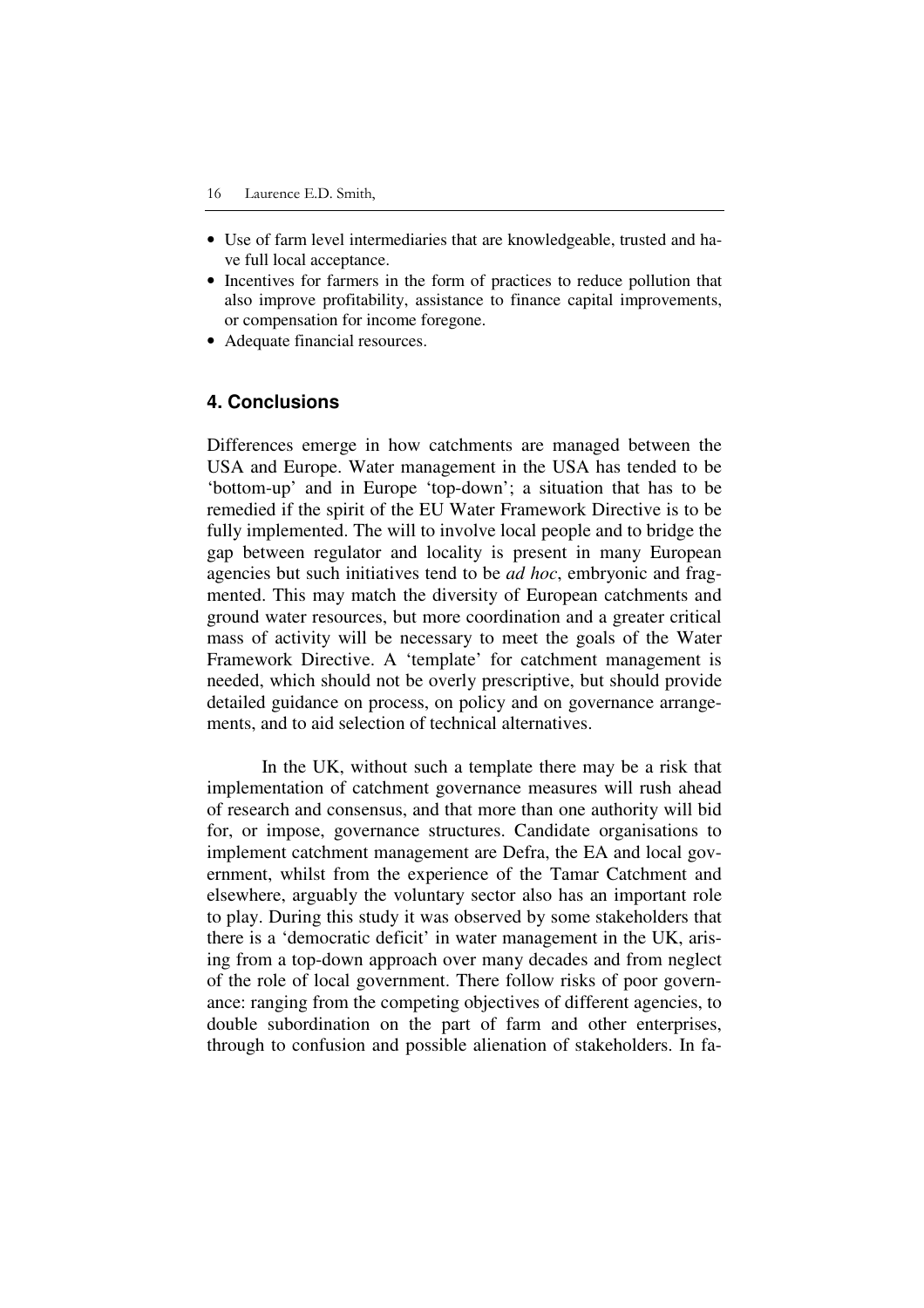- Use of farm level intermediaries that are knowledgeable, trusted and have full local acceptance.
- Incentives for farmers in the form of practices to reduce pollution that also improve profitability, assistance to finance capital improvements, or compensation for income foregone.
- Adequate financial resources.

## 4. Conclusions

Differences emerge in how catchments are managed between the USA and Europe. Water management in the USA has tended to be 'bottom-up' and in Europe 'top-down'; a situation that has to be remedied if the spirit of the EU Water Framework Directive is to be fully implemented. The will to involve local people and to bridge the gap between regulator and locality is present in many European agencies but such initiatives tend to be *ad hoc*, embryonic and fragmented. This may match the diversity of European catchments and ground water resources, but more coordination and a greater critical mass of activity will be necessary to meet the goals of the Water Framework Directive. A 'template' for catchment management is needed, which should not be overly prescriptive, but should provide detailed guidance on process, on policy and on governance arrangements, and to aid selection of technical alternatives.

In the UK, without such a template there may be a risk that implementation of catchment governance measures will rush ahead of research and consensus, and that more than one authority will bid for, or impose, governance structures. Candidate organisations to implement catchment management are Defra, the EA and local government, whilst from the experience of the Tamar Catchment and elsewhere, arguably the voluntary sector also has an important role to play. During this study it was observed by some stakeholders that there is a 'democratic deficit' in water management in the UK, arising from a top-down approach over many decades and from neglect of the role of local government. There follow risks of poor governance: ranging from the competing objectives of different agencies, to double subordination on the part of farm and other enterprises, through to confusion and possible alienation of stakeholders. In fa-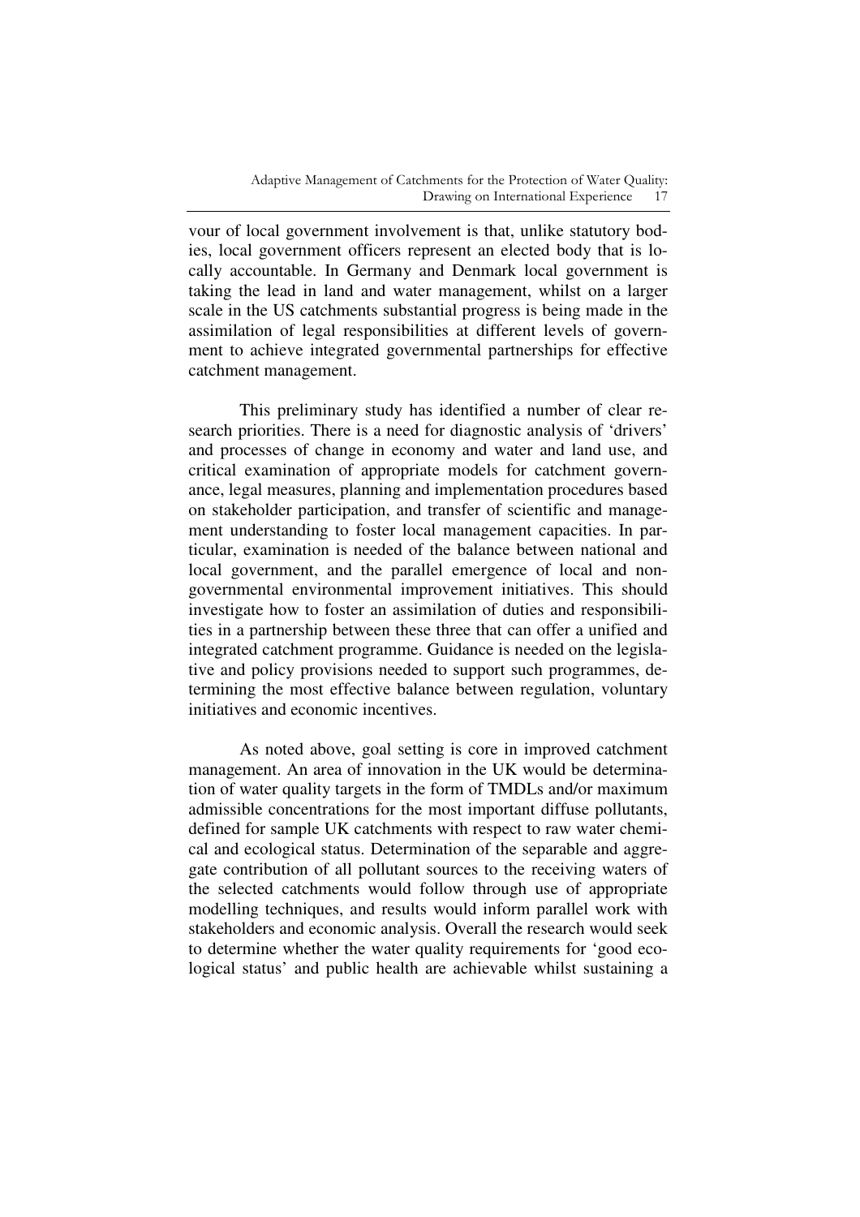vour of local government involvement is that, unlike statutory bodies, local government officers represent an elected body that is locally accountable. In Germany and Denmark local government is taking the lead in land and water management, whilst on a larger scale in the US catchments substantial progress is being made in the assimilation of legal responsibilities at different levels of government to achieve integrated governmental partnerships for effective catchment management.

This preliminary study has identified a number of clear research priorities. There is a need for diagnostic analysis of 'drivers' and processes of change in economy and water and land use, and critical examination of appropriate models for catchment governance, legal measures, planning and implementation procedures based on stakeholder participation, and transfer of scientific and management understanding to foster local management capacities. In particular, examination is needed of the balance between national and local government, and the parallel emergence of local and non-governmental environmental improvement initiatives. This should investigate how to foster an assimilation of duties and responsibilities in a partnership between these three that can offer a unified and integrated catchment programme. Guidance is needed on the legislative and policy provisions needed to support such programmes, determining the most effective balance between regulation, voluntary initiatives and economic incentives.

As noted above, goal setting is core in improved catchment management. An area of innovation in the UK would be determination of water quality targets in the form of TMDLs and/or maximum admissible concentrations for the most important diffuse pollutants, defined for sample UK catchments with respect to raw water chemical and ecological status. Determination of the separable and aggregate contribution of all pollutant sources to the receiving waters of the selected catchments would follow through use of appropriate modelling techniques, and results would inform parallel work with stakeholders and economic analysis. Overall the research would seek to determine whether the water quality requirements for 'good ecological status' and public health are achievable whilst sustaining a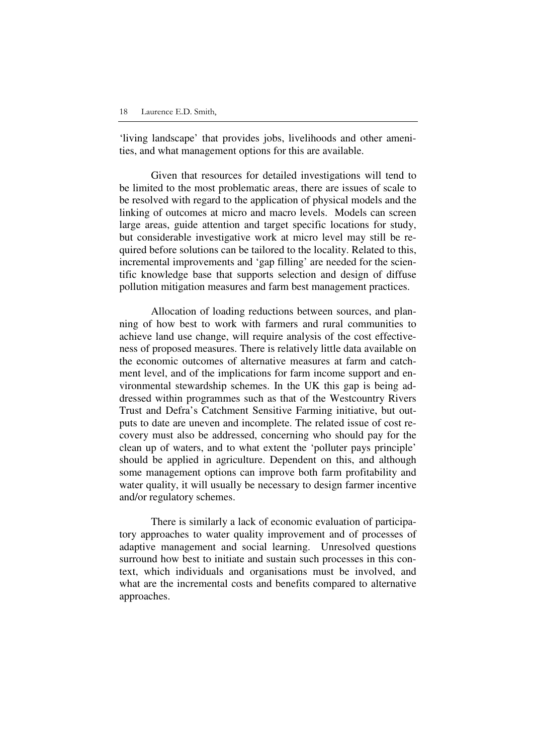'living landscape' that provides jobs, livelihoods and other amenities, and what management options for this are available.

Given that resources for detailed investigations will tend to be limited to the most problematic areas, there are issues of scale to be resolved with regard to the application of physical models and the linking of outcomes at micro and macro levels. Models can screen large areas, guide attention and target specific locations for study, but considerable investigative work at micro level may still be required before solutions can be tailored to the locality. Related to this, incremental improvements and 'gap filling' are needed for the scientific knowledge base that supports selection and design of diffuse pollution mitigation measures and farm best management practices.

Allocation of loading reductions between sources, and planning of how best to work with farmers and rural communities to achieve land use change, will require analysis of the cost effectiveness of proposed measures. There is relatively little data available on the economic outcomes of alternative measures at farm and catchment level, and of the implications for farm income support and environmental stewardship schemes. In the UK this gap is being addressed within programmes such as that of the Westcountry Rivers Trust and Defra's Catchment Sensitive Farming initiative, but outputs to date are uneven and incomplete. The related issue of cost recovery must also be addressed, concerning who should pay for the clean up of waters, and to what extent the 'polluter pays principle' should be applied in agriculture. Dependent on this, and although some management options can improve both farm profitability and water quality, it will usually be necessary to design farmer incentive and/or regulatory schemes.

There is similarly a lack of economic evaluation of participatory approaches to water quality improvement and of processes of adaptive management and social learning. Unresolved questions surround how best to initiate and sustain such processes in this context, which individuals and organisations must be involved, and what are the incremental costs and benefits compared to alternative approaches.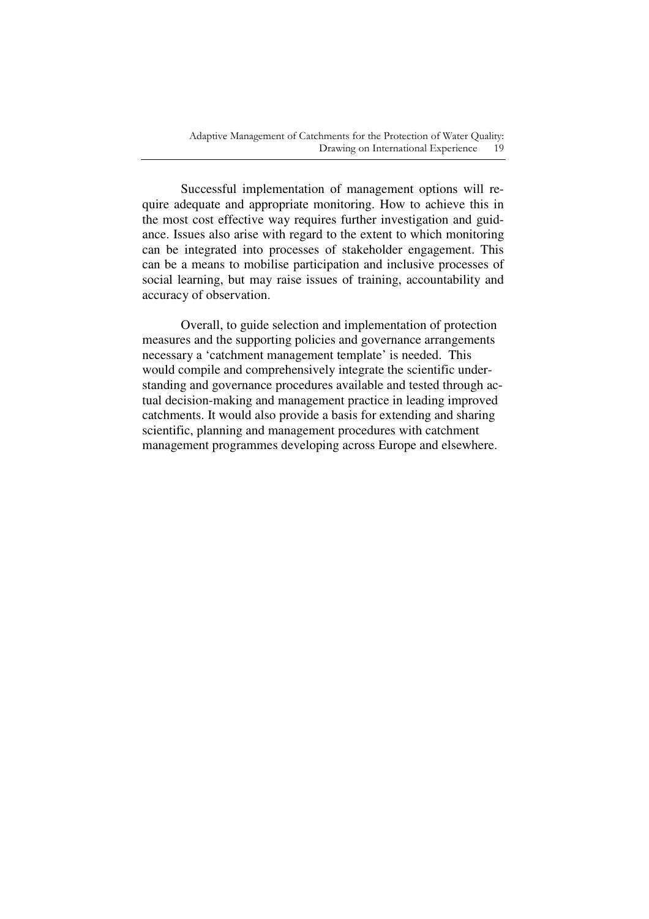Successful implementation of management options will require adequate and appropriate monitoring. How to achieve this in the most cost effective way requires further investigation and guidance. Issues also arise with regard to the extent to which monitoring can be integrated into processes of stakeholder engagement. This can be a means to mobilise participation and inclusive processes of social learning, but may raise issues of training, accountability and accuracy of observation.

Overall, to guide selection and implementation of protection measures and the supporting policies and governance arrangements necessary a 'catchment management template' is needed. This would compile and comprehensively integrate the scientific understanding and governance procedures available and tested through actual decision-making and management practice in leading improved catchments. It would also provide a basis for extending and sharing scientific, planning and management procedures with catchment management programmes developing across Europe and elsewhere.